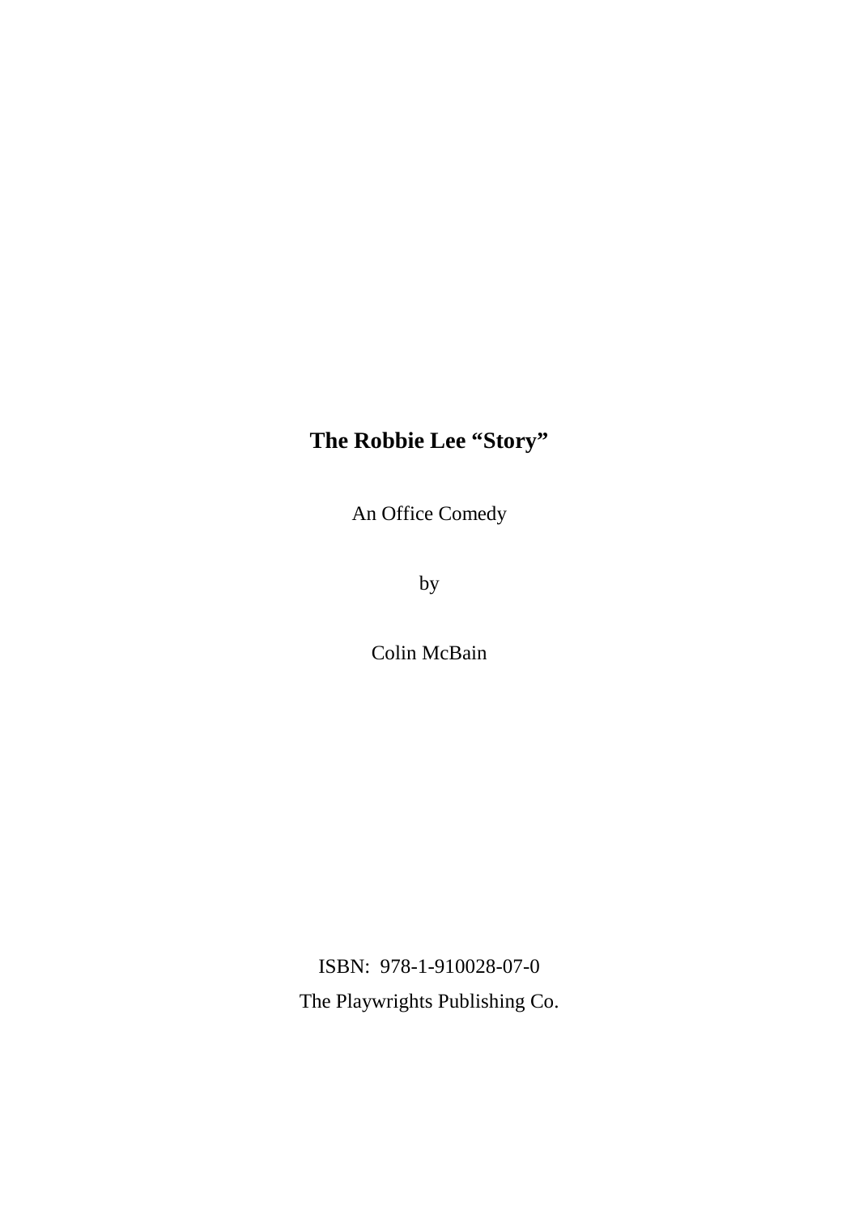# The Robbie Lee "Story"

An Office Comedy

by

Colin McBain

ISBN: 978-1-910028-07-0

The Playwrights Publishing Co.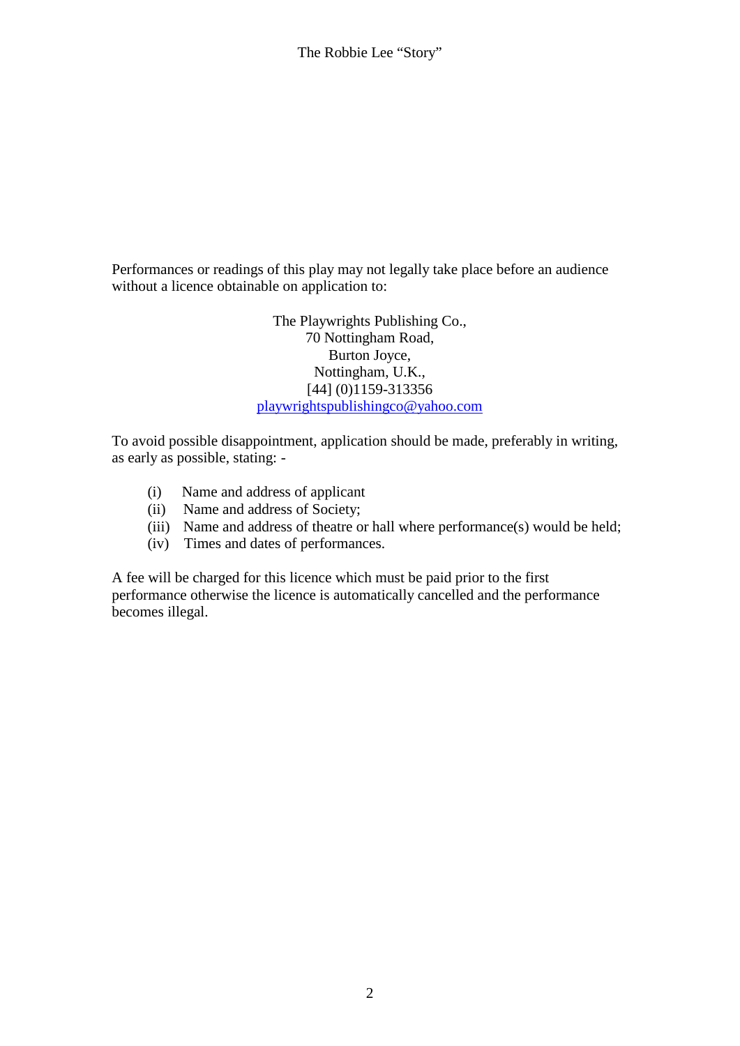Performances or readings of this play may not legally take place before an audience without a licence obtainable on application to:

The Playwrights Publishing Co.,
70 Nottingham Road,
Burton Joyce,
Nottingham, U.K.,
[44] (0)1159-313356
playwrightspublishingco@yahoo.com

To avoid possible disappointment, application should be made, preferably in writing, as early as possible, stating: -

(i) Name and address of applicant
(ii) Name and address of Society;
(iii) Name and address of theatre or hall where performance(s) would be held;
(iv) Times and dates of performances.

A fee will be charged for this licence which must be paid prior to the first performance otherwise the licence is automatically cancelled and the performance becomes illegal.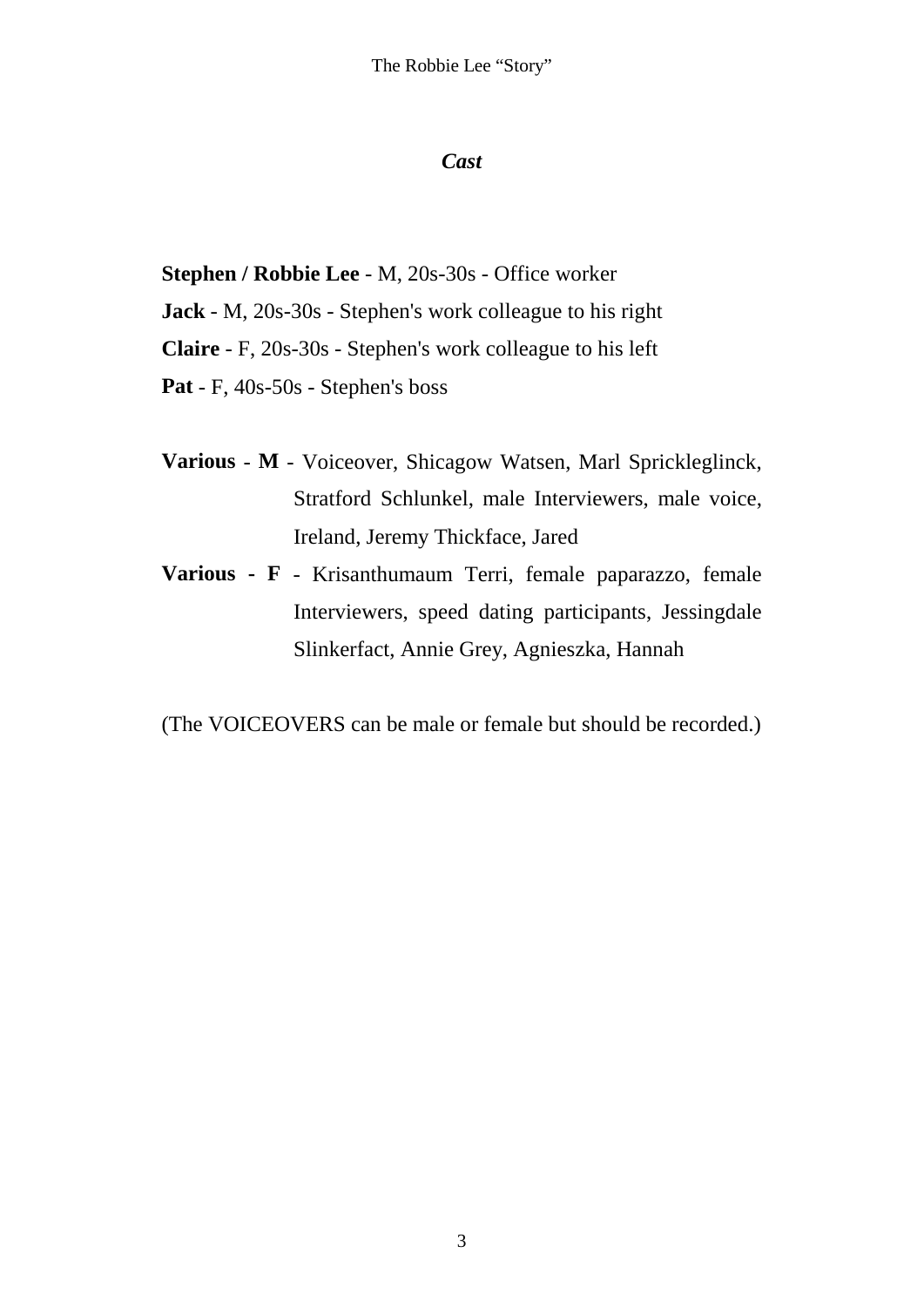## *Cast*

**Stephen / Robbie Lee** - M, 20s-30s - Office worker
**Jack** - M, 20s-30s - Stephen's work colleague to his right
**Claire** - F, 20s-30s - Stephen's work colleague to his left
**Pat** - F, 40s-50s - Stephen's boss

**Various** - **M** - Voiceover, Shicagow Watsen, Marl Sprickleglinck, Stratford Schlunkel, male Interviewers, male voice, Ireland, Jeremy Thickface, Jared
**Various - F** - Krisanthumaum Terri, female paparazzo, female Interviewers, speed dating participants, Jessingdale Slinkerfact, Annie Grey, Agnieszka, Hannah

(The VOICEOVERS can be male or female but should be recorded.)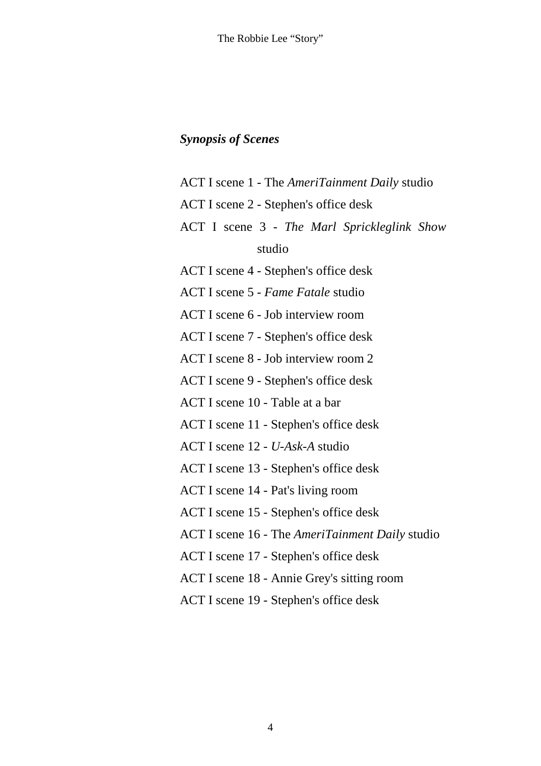***Synopsis of Scenes***

ACT I scene 1 - The *AmeriTainment Daily* studio

ACT I scene 2 - Stephen's office desk

ACT I scene 3 - *The Marl Sprickleglink Show* studio

ACT I scene 4 - Stephen's office desk

ACT I scene 5 - *Fame Fatale* studio

ACT I scene 6 - Job interview room

ACT I scene 7 - Stephen's office desk

ACT I scene 8 - Job interview room 2

ACT I scene 9 - Stephen's office desk

ACT I scene 10 - Table at a bar

ACT I scene 11 - Stephen's office desk

ACT I scene 12 - *U-Ask-A* studio

ACT I scene 13 - Stephen's office desk

ACT I scene 14 - Pat's living room

ACT I scene 15 - Stephen's office desk

ACT I scene 16 - The *AmeriTainment Daily* studio

ACT I scene 17 - Stephen's office desk

ACT I scene 18 - Annie Grey's sitting room

ACT I scene 19 - Stephen's office desk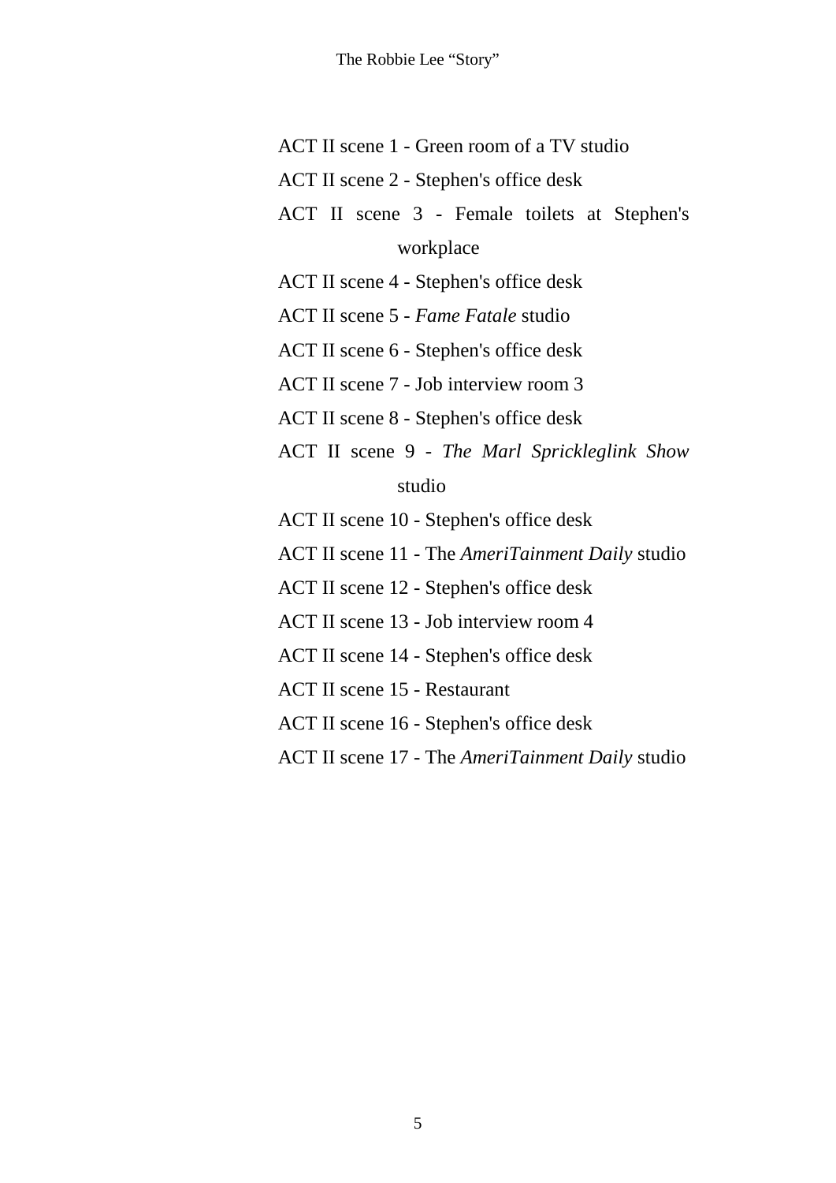ACT II scene 1 - Green room of a TV studio

ACT II scene 2 - Stephen's office desk

ACT II scene 3 - Female toilets at Stephen's workplace

ACT II scene 4 - Stephen's office desk

ACT II scene 5 - *Fame Fatale* studio

ACT II scene 6 - Stephen's office desk

ACT II scene 7 - Job interview room 3

ACT II scene 8 - Stephen's office desk

ACT II scene 9 - *The Marl Sprickleglink Show* studio

ACT II scene 10 - Stephen's office desk

ACT II scene 11 - The *AmeriTainment Daily* studio

ACT II scene 12 - Stephen's office desk

ACT II scene 13 - Job interview room 4

ACT II scene 14 - Stephen's office desk

ACT II scene 15 - Restaurant

ACT II scene 16 - Stephen's office desk

ACT II scene 17 - The *AmeriTainment Daily* studio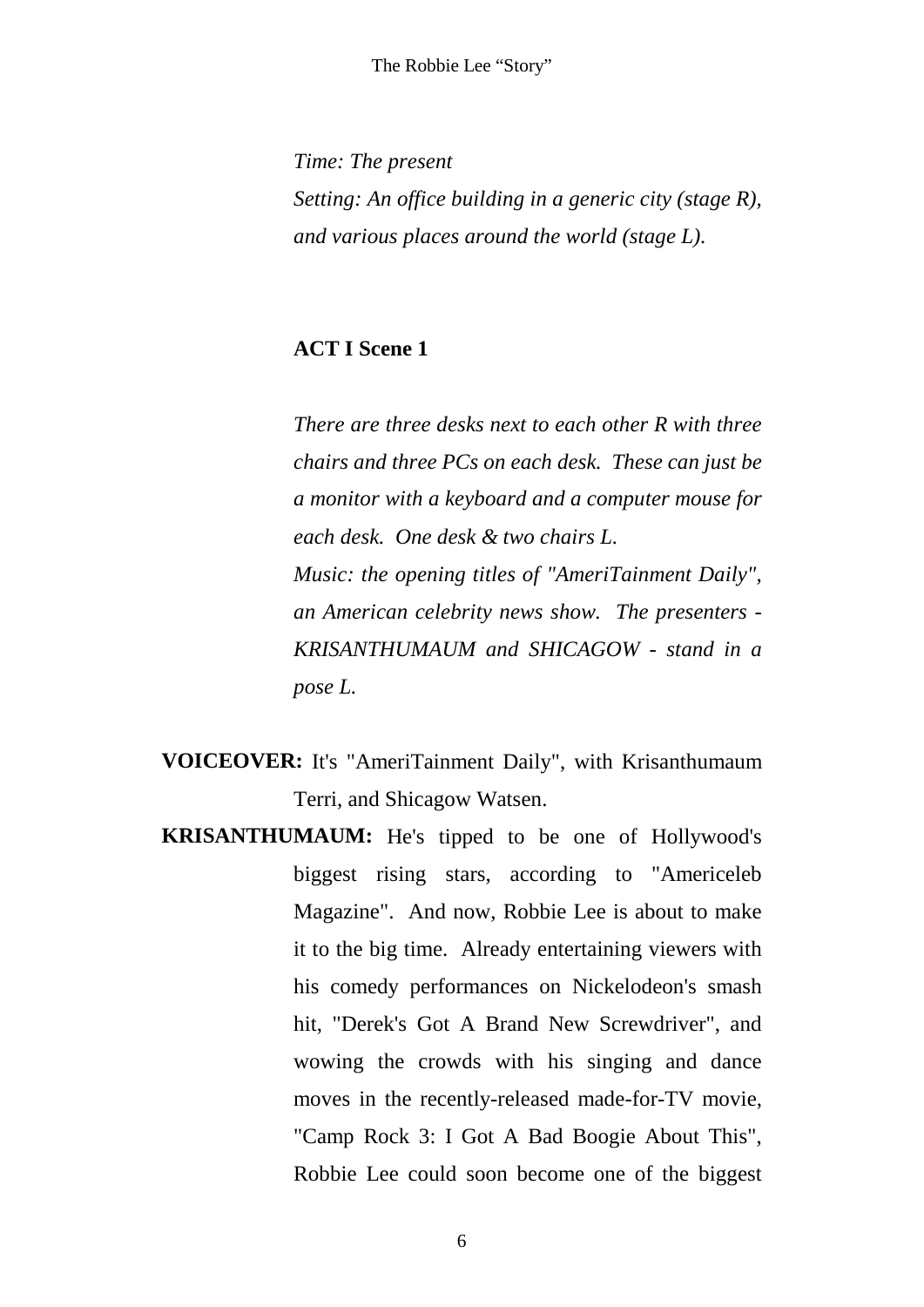*Time: The present*

*Setting: An office building in a generic city (stage R), and various places around the world (stage L).*

## ACT I Scene 1

*There are three desks next to each other R with three chairs and three PCs on each desk. These can just be a monitor with a keyboard and a computer mouse for each desk. One desk & two chairs L.*

*Music: the opening titles of "AmeriTainment Daily", an American celebrity news show. The presenters - KRISANTHUMAUM and SHICAGOW - stand in a pose L.*

**VOICEOVER:** It's "AmeriTainment Daily", with Krisanthumaum Terri, and Shicagow Watsen.

**KRISANTHUMAUM:** He's tipped to be one of Hollywood's biggest rising stars, according to "Americeleb Magazine". And now, Robbie Lee is about to make it to the big time. Already entertaining viewers with his comedy performances on Nickelodeon's smash hit, "Derek's Got A Brand New Screwdriver", and wowing the crowds with his singing and dance moves in the recently-released made-for-TV movie, "Camp Rock 3: I Got A Bad Boogie About This", Robbie Lee could soon become one of the biggest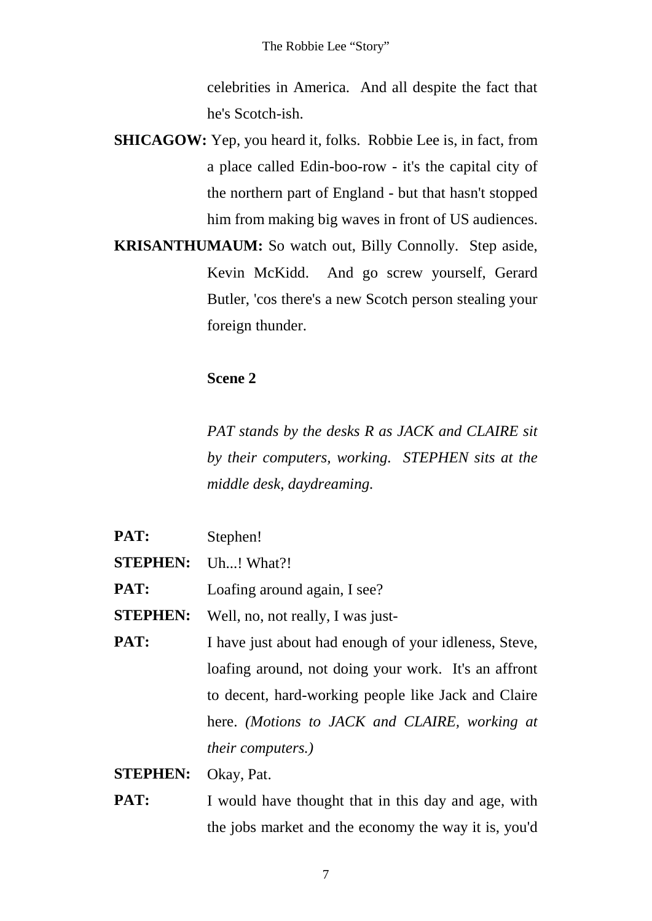celebrities in America. And all despite the fact that he's Scotch-ish.

**SHICAGOW:** Yep, you heard it, folks. Robbie Lee is, in fact, from a place called Edin-boo-row - it's the capital city of the northern part of England - but that hasn't stopped him from making big waves in front of US audiences.

**KRISANTHUMAUM:** So watch out, Billy Connolly. Step aside, Kevin McKidd. And go screw yourself, Gerard Butler, 'cos there's a new Scotch person stealing your foreign thunder.

**Scene 2**

*PAT stands by the desks R as JACK and CLAIRE sit by their computers, working. STEPHEN sits at the middle desk, daydreaming.*

**PAT:** Stephen!

**STEPHEN:** Uh...! What?!

**PAT:** Loafing around again, I see?

**STEPHEN:** Well, no, not really, I was just-

**PAT:** I have just about had enough of your idleness, Steve, loafing around, not doing your work. It's an affront to decent, hard-working people like Jack and Claire here. *(Motions to JACK and CLAIRE, working at their computers.)*

**STEPHEN:** Okay, Pat.

**PAT:** I would have thought that in this day and age, with the jobs market and the economy the way it is, you'd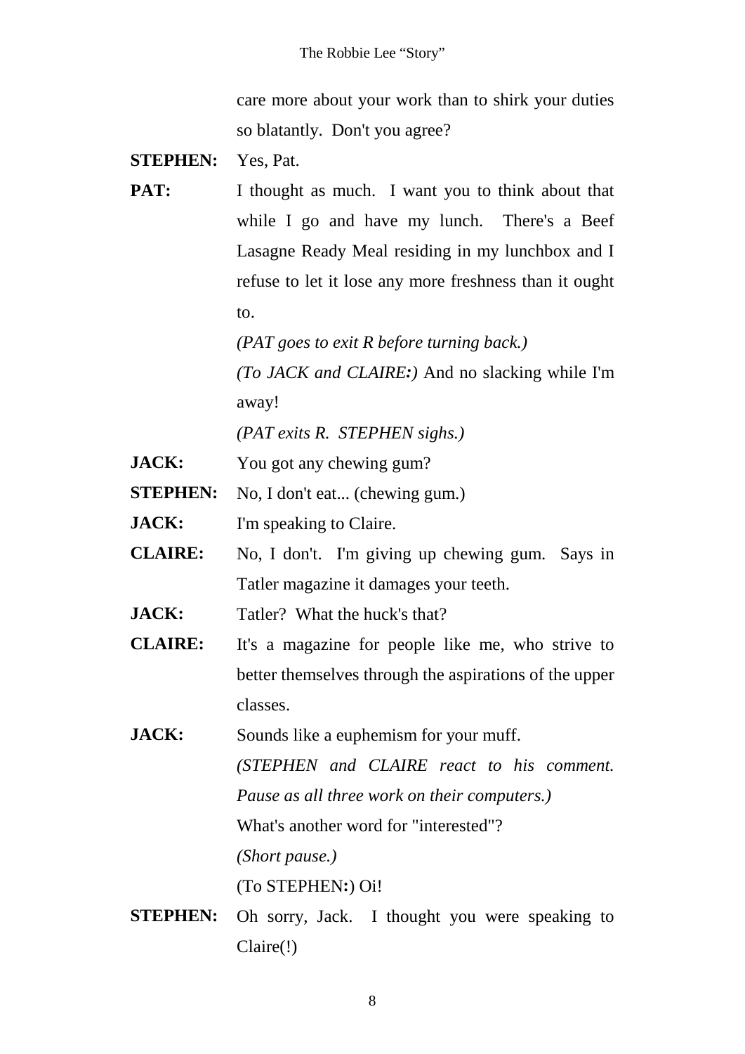care more about your work than to shirk your duties so blatantly. Don't you agree?

**STEPHEN:** Yes, Pat.

**PAT:** I thought as much. I want you to think about that while I go and have my lunch. There's a Beef Lasagne Ready Meal residing in my lunchbox and I refuse to let it lose any more freshness than it ought to.

*(PAT goes to exit R before turning back.)*

*(To JACK and CLAIRE:)* And no slacking while I'm away!

*(PAT exits R. STEPHEN sighs.)*

**JACK:** You got any chewing gum?

**STEPHEN:** No, I don't eat... (chewing gum.)

**JACK:** I'm speaking to Claire.

**CLAIRE:** No, I don't. I'm giving up chewing gum. Says in Tatler magazine it damages your teeth.

**JACK:** Tatler? What the huck's that?

**CLAIRE:** It's a magazine for people like me, who strive to better themselves through the aspirations of the upper classes.

**JACK:** Sounds like a euphemism for your muff.

*(STEPHEN and CLAIRE react to his comment. Pause as all three work on their computers.)*

What's another word for "interested"?

*(Short pause.)*

(To STEPHEN:) Oi!

**STEPHEN:** Oh sorry, Jack. I thought you were speaking to Claire(!)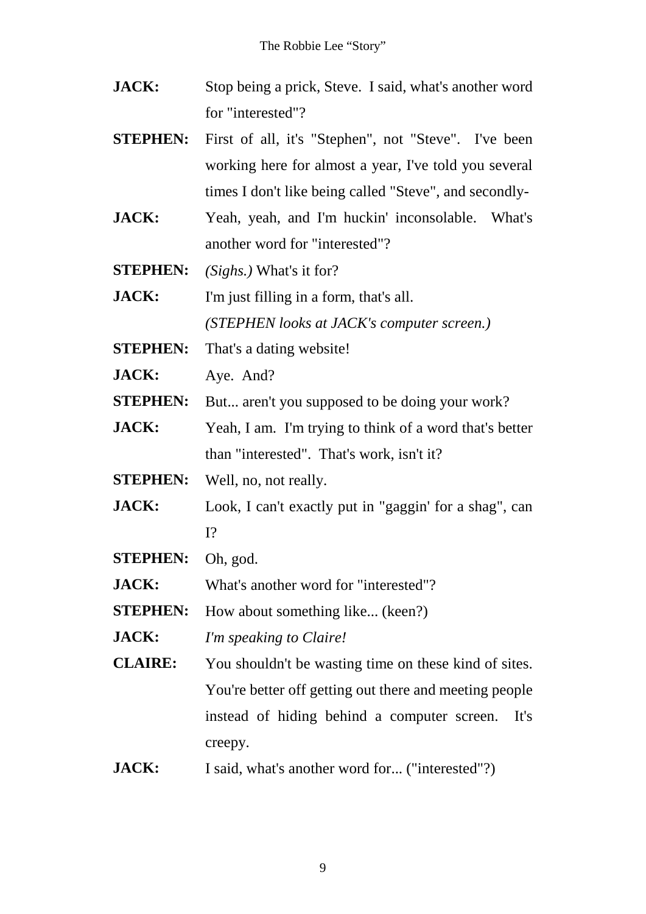**JACK:** Stop being a prick, Steve. I said, what's another word for "interested"?

**STEPHEN:** First of all, it's "Stephen", not "Steve". I've been working here for almost a year, I've told you several times I don't like being called "Steve", and secondly-

**JACK:** Yeah, yeah, and I'm huckin' inconsolable. What's another word for "interested"?

**STEPHEN:** *(Sighs.)* What's it for?

**JACK:** I'm just filling in a form, that's all.

*(STEPHEN looks at JACK's computer screen.)*

**STEPHEN:** That's a dating website!

**JACK:** Aye. And?

**STEPHEN:** But... aren't you supposed to be doing your work?

**JACK:** Yeah, I am. I'm trying to think of a word that's better than "interested". That's work, isn't it?

**STEPHEN:** Well, no, not really.

**JACK:** Look, I can't exactly put in "gaggin' for a shag", can I?

**STEPHEN:** Oh, god.

**JACK:** What's another word for "interested"?

**STEPHEN:** How about something like... (keen?)

**JACK:** *I'm speaking to Claire!*

**CLAIRE:** You shouldn't be wasting time on these kind of sites. You're better off getting out there and meeting people instead of hiding behind a computer screen. It's creepy.

**JACK:** I said, what's another word for... ("interested"?)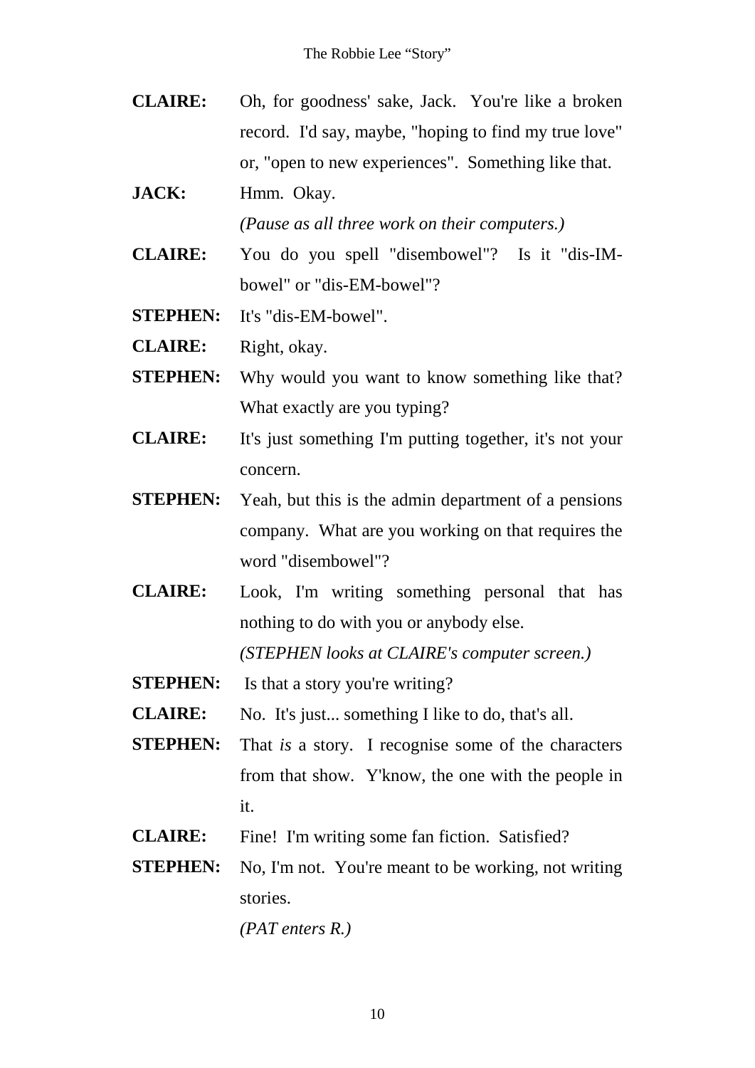**CLAIRE:** Oh, for goodness' sake, Jack. You're like a broken record. I'd say, maybe, "hoping to find my true love" or, "open to new experiences". Something like that.

**JACK:** Hmm. Okay.

*(Pause as all three work on their computers.)*

**CLAIRE:** You do you spell "disembowel"? Is it "dis-IM-bowel" or "dis-EM-bowel"?

**STEPHEN:** It's "dis-EM-bowel".

**CLAIRE:** Right, okay.

**STEPHEN:** Why would you want to know something like that? What exactly are you typing?

**CLAIRE:** It's just something I'm putting together, it's not your concern.

**STEPHEN:** Yeah, but this is the admin department of a pensions company. What are you working on that requires the word "disembowel"?

**CLAIRE:** Look, I'm writing something personal that has nothing to do with you or anybody else.

*(STEPHEN looks at CLAIRE's computer screen.)*

**STEPHEN:** Is that a story you're writing?

**CLAIRE:** No. It's just... something I like to do, that's all.

**STEPHEN:** That *is* a story. I recognise some of the characters from that show. Y'know, the one with the people in it.

**CLAIRE:** Fine! I'm writing some fan fiction. Satisfied?

**STEPHEN:** No, I'm not. You're meant to be working, not writing stories.

*(PAT enters R.)*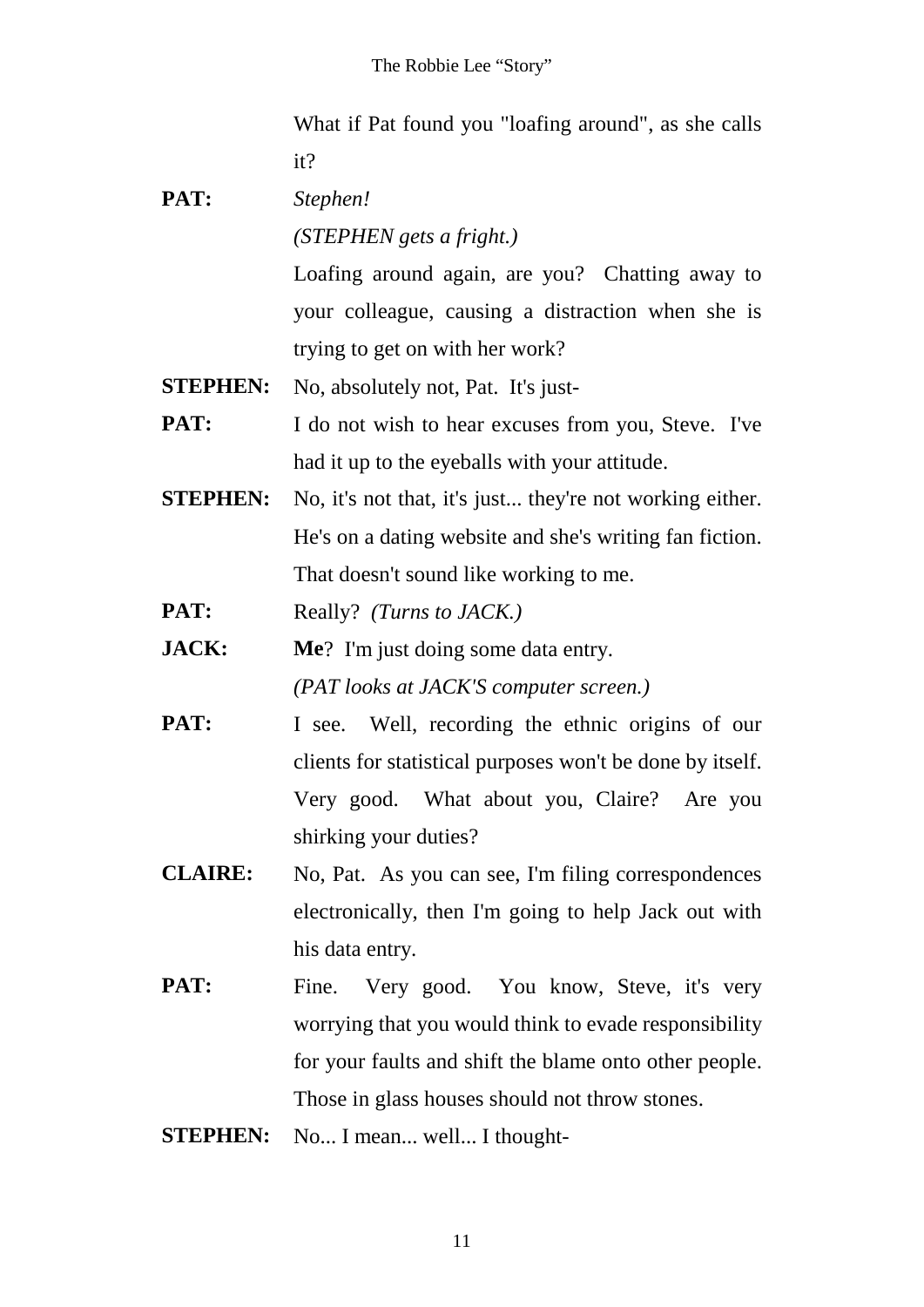What if Pat found you "loafing around", as she calls it?

**PAT:** *Stephen!*

*(STEPHEN gets a fright.)*

Loafing around again, are you? Chatting away to your colleague, causing a distraction when she is trying to get on with her work?

**STEPHEN:** No, absolutely not, Pat. It's just-

**PAT:** I do not wish to hear excuses from you, Steve. I've had it up to the eyeballs with your attitude.

**STEPHEN:** No, it's not that, it's just... they're not working either. He's on a dating website and she's writing fan fiction. That doesn't sound like working to me.

**PAT:** Really? *(Turns to JACK.)*

**JACK:** **Me**? I'm just doing some data entry.

*(PAT looks at JACK'S computer screen.)*

**PAT:** I see. Well, recording the ethnic origins of our clients for statistical purposes won't be done by itself. Very good. What about you, Claire? Are you shirking your duties?

**CLAIRE:** No, Pat. As you can see, I'm filing correspondences electronically, then I'm going to help Jack out with his data entry.

**PAT:** Fine. Very good. You know, Steve, it's very worrying that you would think to evade responsibility for your faults and shift the blame onto other people. Those in glass houses should not throw stones.

**STEPHEN:** No... I mean... well... I thought-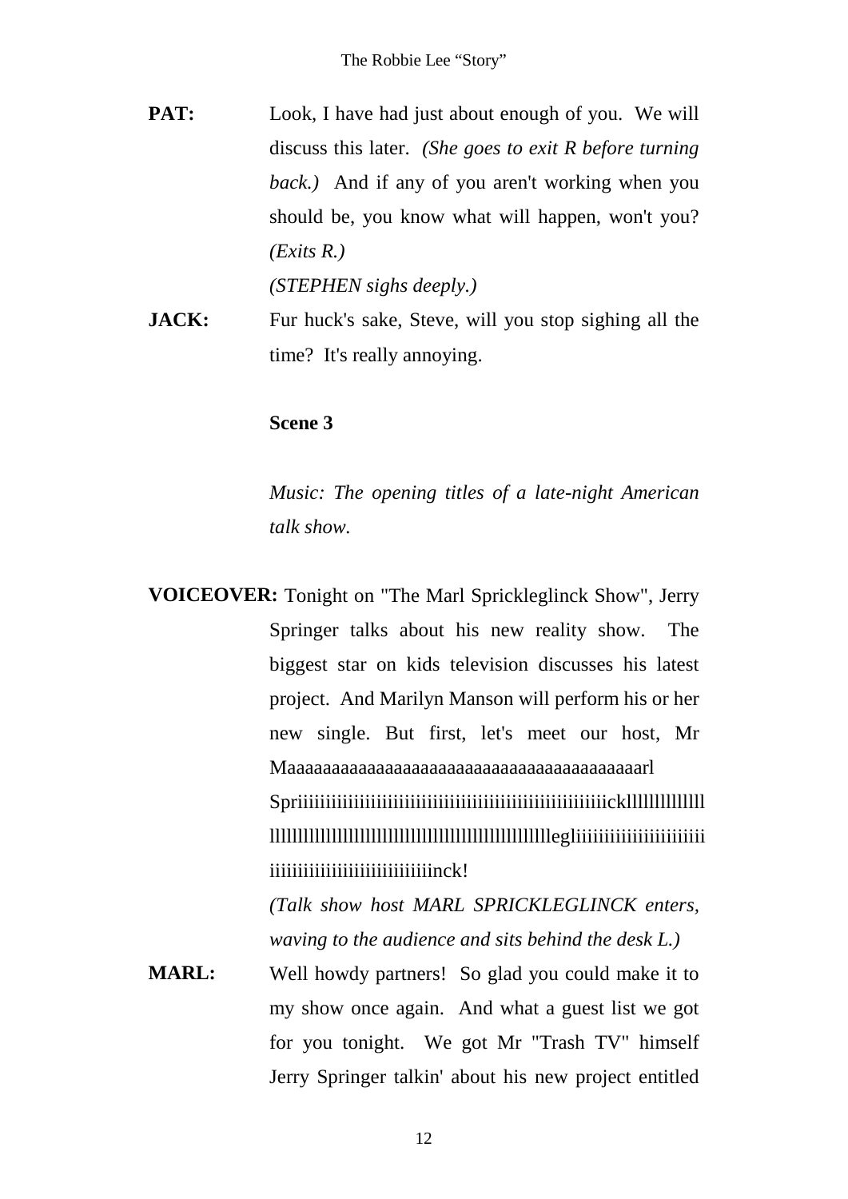**PAT:** Look, I have had just about enough of you. We will discuss this later. *(She goes to exit R before turning back.)* And if any of you aren't working when you should be, you know what will happen, won't you? *(Exits R.)*

*(STEPHEN sighs deeply.)*

**JACK:** Fur huck's sake, Steve, will you stop sighing all the time? It's really annoying.

**Scene 3**

*Music: The opening titles of a late-night American talk show.*

**VOICEOVER:** Tonight on "The Marl Sprickleglinck Show", Jerry Springer talks about his new reality show. The biggest star on kids television discusses his latest project. And Marilyn Manson will perform his or her new single. But first, let's meet our host, Mr Maaaaaaaaaaaaaaaaaaaaaaaaaaaaaaaaaaaaaaaaarl Spriiiiiiiiiiiiiiiiiiiiiiiiiiiiiiiiiiiiiiiiiiiiiiiiiiiiiickllllllllllllllllllllllllllllllllllllllllllllllllllllllllllllllllllllllllllegliiiiiiiiiiiiiiiiiiiiiiiiiiiiiiiiiiiiiiiiiiiiiiiiinck!

*(Talk show host MARL SPRICKLEGLINCK enters, waving to the audience and sits behind the desk L.)*

**MARL:** Well howdy partners! So glad you could make it to my show once again. And what a guest list we got for you tonight. We got Mr "Trash TV" himself Jerry Springer talkin' about his new project entitled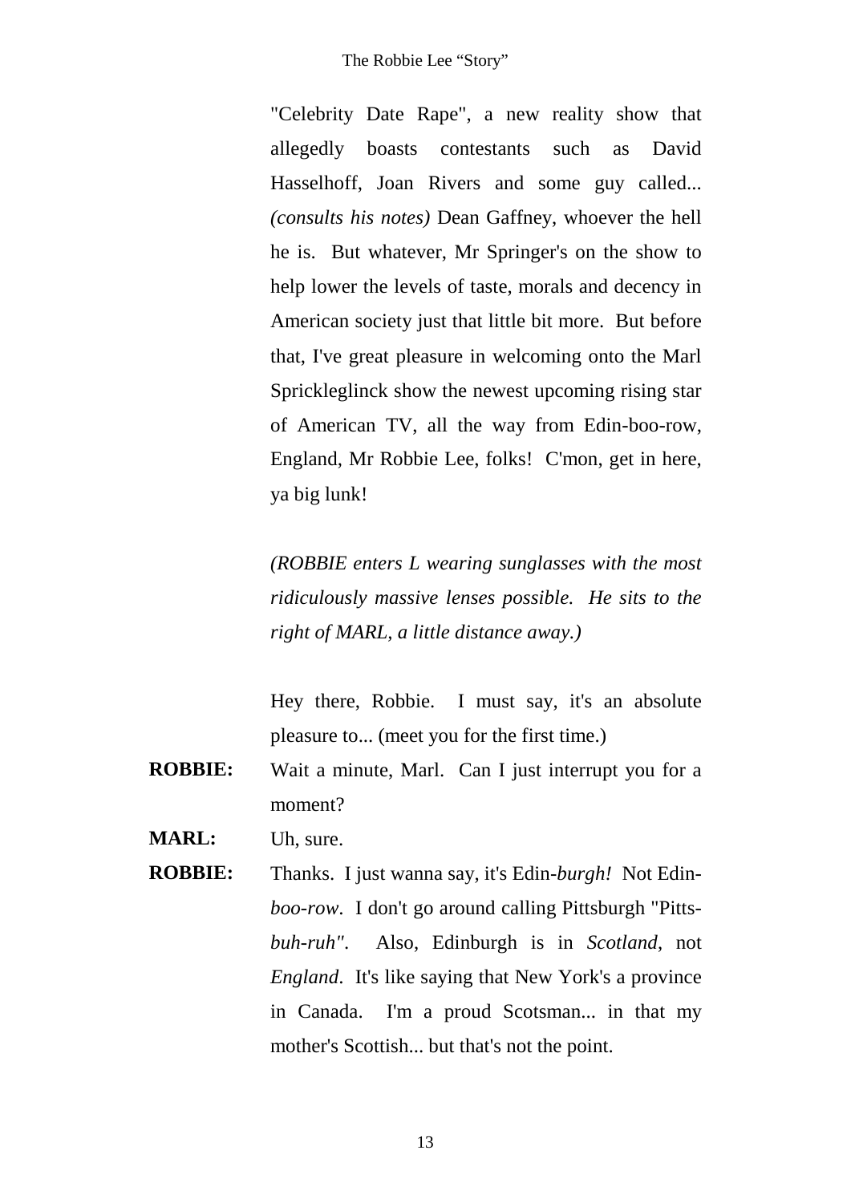"Celebrity Date Rape", a new reality show that allegedly boasts contestants such as David Hasselhoff, Joan Rivers and some guy called... *(consults his notes)* Dean Gaffney, whoever the hell he is. But whatever, Mr Springer's on the show to help lower the levels of taste, morals and decency in American society just that little bit more. But before that, I've great pleasure in welcoming onto the Marl Sprickleglinck show the newest upcoming rising star of American TV, all the way from Edin-boo-row, England, Mr Robbie Lee, folks! C'mon, get in here, ya big lunk!

*(ROBBIE enters L wearing sunglasses with the most ridiculously massive lenses possible. He sits to the right of MARL, a little distance away.)*

Hey there, Robbie. I must say, it's an absolute pleasure to... (meet you for the first time.)

**ROBBIE:** Wait a minute, Marl. Can I just interrupt you for a moment?

**MARL:** Uh, sure.

**ROBBIE:** Thanks. I just wanna say, it's Edin-*burgh!* Not Edin-*boo-row*. I don't go around calling Pittsburgh "Pitts-*buh-ruh"*. Also, Edinburgh is in *Scotland*, not *England*. It's like saying that New York's a province in Canada. I'm a proud Scotsman... in that my mother's Scottish... but that's not the point.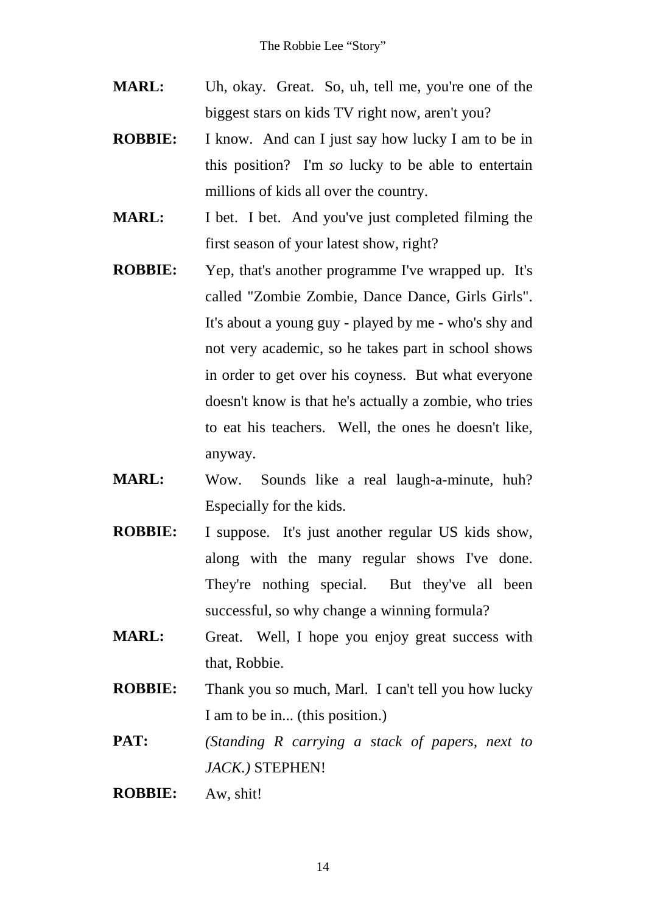**MARL:** Uh, okay. Great. So, uh, tell me, you're one of the biggest stars on kids TV right now, aren't you?

**ROBBIE:** I know. And can I just say how lucky I am to be in this position? I'm *so* lucky to be able to entertain millions of kids all over the country.

**MARL:** I bet. I bet. And you've just completed filming the first season of your latest show, right?

**ROBBIE:** Yep, that's another programme I've wrapped up. It's called "Zombie Zombie, Dance Dance, Girls Girls". It's about a young guy - played by me - who's shy and not very academic, so he takes part in school shows in order to get over his coyness. But what everyone doesn't know is that he's actually a zombie, who tries to eat his teachers. Well, the ones he doesn't like, anyway.

**MARL:** Wow. Sounds like a real laugh-a-minute, huh? Especially for the kids.

**ROBBIE:** I suppose. It's just another regular US kids show, along with the many regular shows I've done. They're nothing special. But they've all been successful, so why change a winning formula?

**MARL:** Great. Well, I hope you enjoy great success with that, Robbie.

**ROBBIE:** Thank you so much, Marl. I can't tell you how lucky I am to be in... (this position.)

**PAT:** *(Standing R carrying a stack of papers, next to JACK.)* STEPHEN!

**ROBBIE:** Aw, shit!